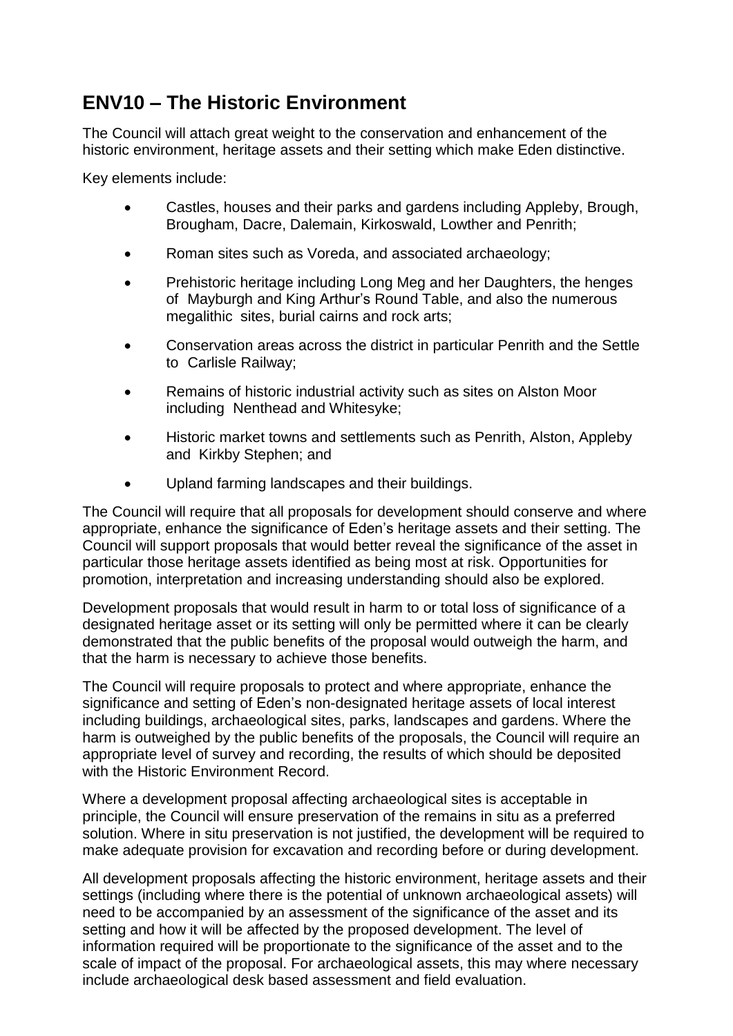## ENV10 – The Historic Environment

The Council will attach great weight to the conservation and enhancement of the historic environment, heritage assets and their setting which make Eden distinctive.

Key elements include:

- Castles, houses and their parks and gardens including Appleby, Brough, Brougham, Dacre, Dalemain, Kirkoswald, Lowther and Penrith;
- Roman sites such as Voreda, and associated archaeology;
- Prehistoric heritage including Long Meg and her Daughters, the henges of Mayburgh and King Arthur's Round Table, and also the numerous megalithic sites, burial cairns and rock arts;
- Conservation areas across the district in particular Penrith and the Settle to Carlisle Railway;
- Remains of historic industrial activity such as sites on Alston Moor including Nenthead and Whitesyke;
- Historic market towns and settlements such as Penrith, Alston, Appleby and Kirkby Stephen; and
- Upland farming landscapes and their buildings.

The Council will require that all proposals for development should conserve and where appropriate, enhance the significance of Eden's heritage assets and their setting. The Council will support proposals that would better reveal the significance of the asset in particular those heritage assets identified as being most at risk. Opportunities for promotion, interpretation and increasing understanding should also be explored.

Development proposals that would result in harm to or total loss of significance of a designated heritage asset or its setting will only be permitted where it can be clearly demonstrated that the public benefits of the proposal would outweigh the harm, and that the harm is necessary to achieve those benefits.

The Council will require proposals to protect and where appropriate, enhance the significance and setting of Eden's non-designated heritage assets of local interest including buildings, archaeological sites, parks, landscapes and gardens. Where the harm is outweighed by the public benefits of the proposals, the Council will require an appropriate level of survey and recording, the results of which should be deposited with the Historic Environment Record.

Where a development proposal affecting archaeological sites is acceptable in principle, the Council will ensure preservation of the remains in situ as a preferred solution. Where in situ preservation is not justified, the development will be required to make adequate provision for excavation and recording before or during development.

All development proposals affecting the historic environment, heritage assets and their settings (including where there is the potential of unknown archaeological assets) will need to be accompanied by an assessment of the significance of the asset and its setting and how it will be affected by the proposed development. The level of information required will be proportionate to the significance of the asset and to the scale of impact of the proposal. For archaeological assets, this may where necessary include archaeological desk based assessment and field evaluation.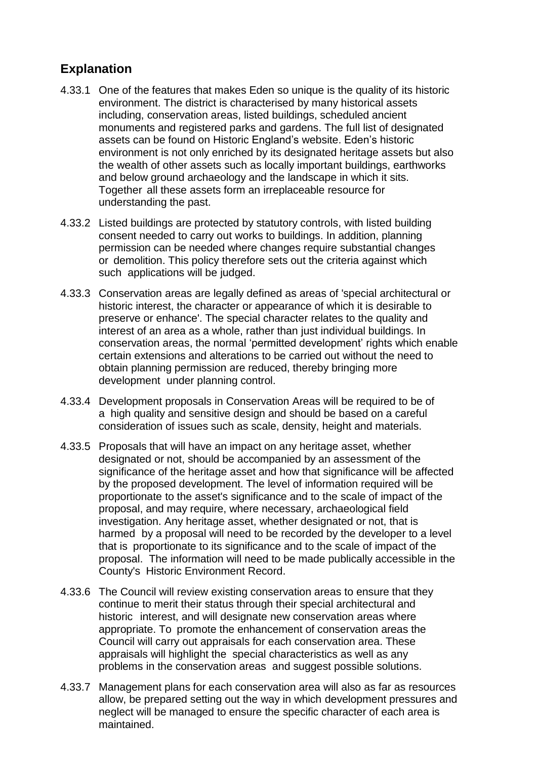## Explanation

4.33.1 One of the features that makes Eden so unique is the quality of its historic environment. The district is characterised by many historical assets including, conservation areas, listed buildings, scheduled ancient monuments and registered parks and gardens. The full list of designated assets can be found on Historic England's website. Eden's historic environment is not only enriched by its designated heritage assets but also the wealth of other assets such as locally important buildings, earthworks and below ground archaeology and the landscape in which it sits. Together all these assets form an irreplaceable resource for understanding the past.

4.33.2 Listed buildings are protected by statutory controls, with listed building consent needed to carry out works to buildings. In addition, planning permission can be needed where changes require substantial changes or demolition. This policy therefore sets out the criteria against which such applications will be judged.

4.33.3 Conservation areas are legally defined as areas of 'special architectural or historic interest, the character or appearance of which it is desirable to preserve or enhance'. The special character relates to the quality and interest of an area as a whole, rather than just individual buildings. In conservation areas, the normal 'permitted development' rights which enable certain extensions and alterations to be carried out without the need to obtain planning permission are reduced, thereby bringing more development under planning control.

4.33.4 Development proposals in Conservation Areas will be required to be of a high quality and sensitive design and should be based on a careful consideration of issues such as scale, density, height and materials.

4.33.5 Proposals that will have an impact on any heritage asset, whether designated or not, should be accompanied by an assessment of the significance of the heritage asset and how that significance will be affected by the proposed development. The level of information required will be proportionate to the asset's significance and to the scale of impact of the proposal, and may require, where necessary, archaeological field investigation. Any heritage asset, whether designated or not, that is harmed by a proposal will need to be recorded by the developer to a level that is proportionate to its significance and to the scale of impact of the proposal. The information will need to be made publically accessible in the County's Historic Environment Record.

4.33.6 The Council will review existing conservation areas to ensure that they continue to merit their status through their special architectural and historic interest, and will designate new conservation areas where appropriate. To promote the enhancement of conservation areas the Council will carry out appraisals for each conservation area. These appraisals will highlight the special characteristics as well as any problems in the conservation areas and suggest possible solutions.

4.33.7 Management plans for each conservation area will also as far as resources allow, be prepared setting out the way in which development pressures and neglect will be managed to ensure the specific character of each area is maintained.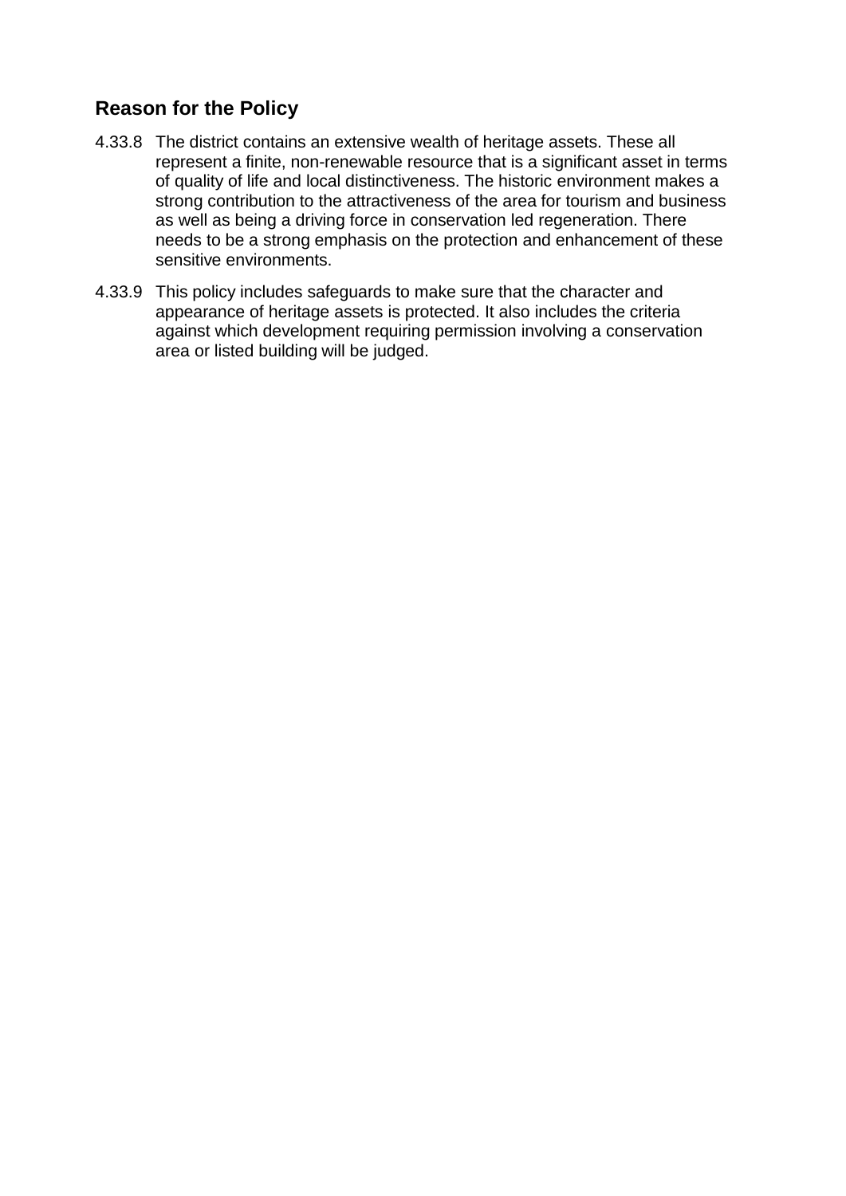## Reason for the Policy

4.33.8 The district contains an extensive wealth of heritage assets. These all represent a finite, non-renewable resource that is a significant asset in terms of quality of life and local distinctiveness. The historic environment makes a strong contribution to the attractiveness of the area for tourism and business as well as being a driving force in conservation led regeneration. There needs to be a strong emphasis on the protection and enhancement of these sensitive environments.

4.33.9 This policy includes safeguards to make sure that the character and appearance of heritage assets is protected. It also includes the criteria against which development requiring permission involving a conservation area or listed building will be judged.